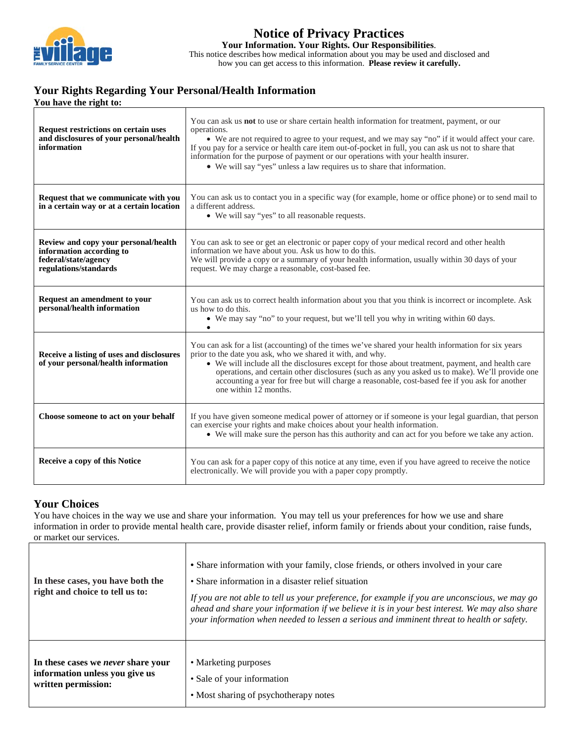# Notice of Privacy Practices

**Your Information. Your Rights. Our Responsibilities.**

This notice describes how medical information about you may be used and disclosed and how you can get access to this information. **Please review it carefully.**

## Your Rights Regarding Your Personal/Health Information

**You have the right to:**

| | |
|---|---|
| **Request restrictions on certain uses and disclosures of your personal/health information** | You can ask us **not** to use or share certain health information for treatment, payment, or our operations.<br>• We are not required to agree to your request, and we may say "no" if it would affect your care.<br>If you pay for a service or health care item out-of-pocket in full, you can ask us not to share that information for the purpose of payment or our operations with your health insurer.<br>• We will say "yes" unless a law requires us to share that information. |
| **Request that we communicate with you in a certain way or at a certain location** | You can ask us to contact you in a specific way (for example, home or office phone) or to send mail to a different address.<br>• We will say "yes" to all reasonable requests. |
| **Review and copy your personal/health information according to federal/state/agency regulations/standards** | You can ask to see or get an electronic or paper copy of your medical record and other health information we have about you. Ask us how to do this.<br>We will provide a copy or a summary of your health information, usually within 30 days of your request. We may charge a reasonable, cost-based fee. |
| **Request an amendment to your personal/health information** | You can ask us to correct health information about you that you think is incorrect or incomplete. Ask us how to do this.<br>• We may say "no" to your request, but we'll tell you why in writing within 60 days. |
| **Receive a listing of uses and disclosures of your personal/health information** | You can ask for a list (accounting) of the times we've shared your health information for six years prior to the date you ask, who we shared it with, and why.<br>• We will include all the disclosures except for those about treatment, payment, and health care operations, and certain other disclosures (such as any you asked us to make). We'll provide one accounting a year for free but will charge a reasonable, cost-based fee if you ask for another one within 12 months. |
| **Choose someone to act on your behalf** | If you have given someone medical power of attorney or if someone is your legal guardian, that person can exercise your rights and make choices about your health information.<br>• We will make sure the person has this authority and can act for you before we take any action. |
| **Receive a copy of this Notice** | You can ask for a paper copy of this notice at any time, even if you have agreed to receive the notice electronically. We will provide you with a paper copy promptly. |

## Your Choices

You have choices in the way we use and share your information. You may tell us your preferences for how we use and share information in order to provide mental health care, provide disaster relief, inform family or friends about your condition, raise funds, or market our services.

| | |
|---|---|
| **In these cases, you have both the right and choice to tell us to:** | • Share information with your family, close friends, or others involved in your care<br>• Share information in a disaster relief situation<br>*If you are not able to tell us your preference, for example if you are unconscious, we may go ahead and share your information if we believe it is in your best interest. We may also share your information when needed to lessen a serious and imminent threat to health or safety.* |
| **In these cases we *never* share your information unless you give us written permission:** | • Marketing purposes<br>• Sale of your information<br>• Most sharing of psychotherapy notes |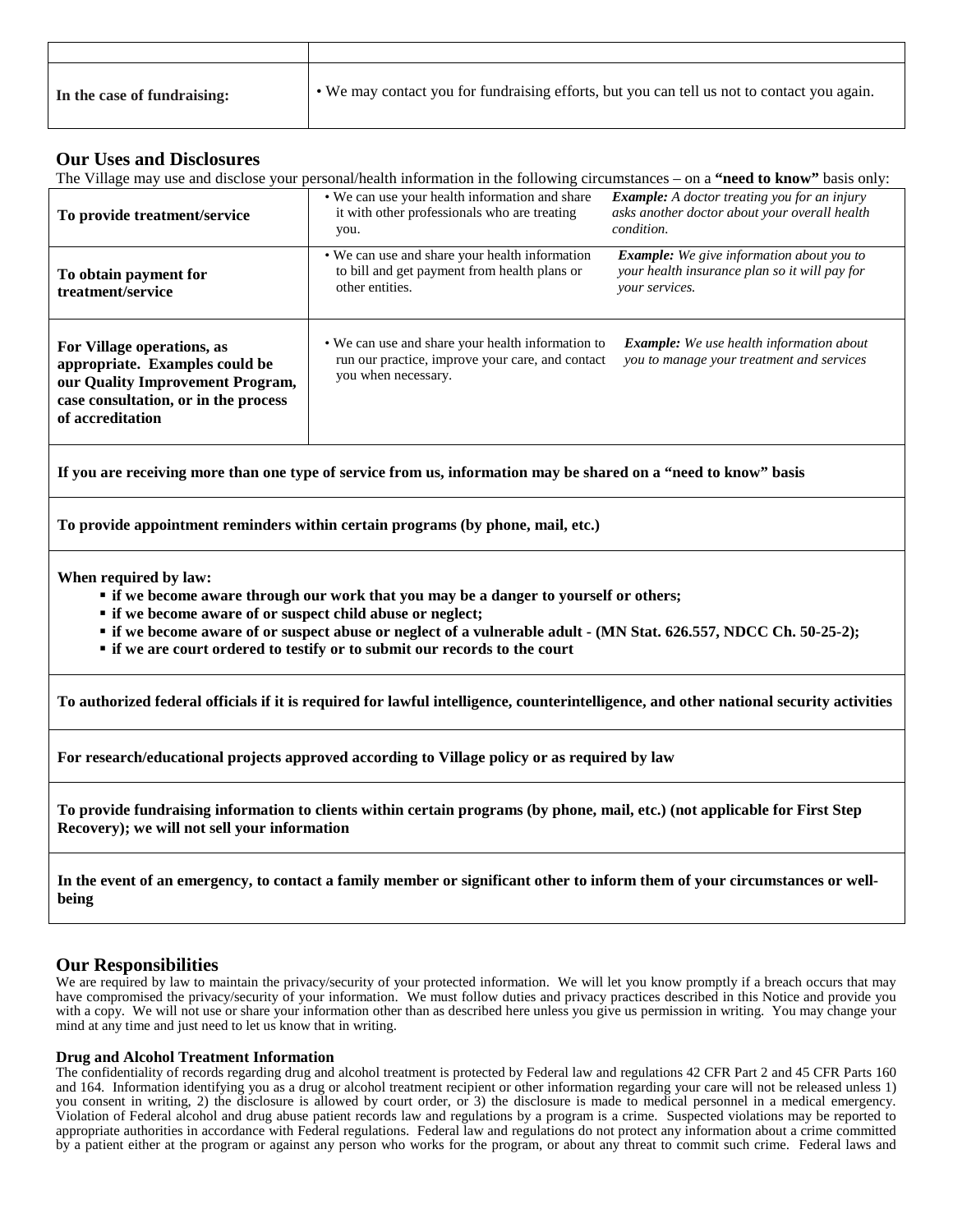| | |
|---|---|
| | |
| **In the case of fundraising:** | • We may contact you for fundraising efforts, but you can tell us not to contact you again. |

## Our Uses and Disclosures

The Village may use and disclose your personal/health information in the following circumstances – on a **"need to know"** basis only:

| | | |
|---|---|---|
| **To provide treatment/service** | • We can use your health information and share it with other professionals who are treating you. | ***Example:*** *A doctor treating you for an injury asks another doctor about your overall health condition.* |
| **To obtain payment for treatment/service** | • We can use and share your health information to bill and get payment from health plans or other entities. | ***Example:*** *We give information about you to your health insurance plan so it will pay for your services.* |
| **For Village operations, as appropriate. Examples could be our Quality Improvement Program, case consultation, or in the process of accreditation** | • We can use and share your health information to run our practice, improve your care, and contact you when necessary. | ***Example:*** *We use health information about you to manage your treatment and services* |
| **If you are receiving more than one type of service from us, information may be shared on a "need to know" basis** | | |
| **To provide appointment reminders within certain programs (by phone, mail, etc.)** | | |
| **When required by law:** ▪ **if we become aware through our work that you may be a danger to yourself or others;** ▪ **if we become aware of or suspect child abuse or neglect;** ▪ **if we become aware of or suspect abuse or neglect of a vulnerable adult - (MN Stat. 626.557, NDCC Ch. 50-25-2);** ▪ **if we are court ordered to testify or to submit our records to the court** | | |
| **To authorized federal officials if it is required for lawful intelligence, counterintelligence, and other national security activities** | | |
| **For research/educational projects approved according to Village policy or as required by law** | | |
| **To provide fundraising information to clients within certain programs (by phone, mail, etc.) (not applicable for First Step Recovery); we will not sell your information** | | |
| **In the event of an emergency, to contact a family member or significant other to inform them of your circumstances or well-being** | | |

## Our Responsibilities

We are required by law to maintain the privacy/security of your protected information. We will let you know promptly if a breach occurs that may have compromised the privacy/security of your information. We must follow duties and privacy practices described in this Notice and provide you with a copy. We will not use or share your information other than as described here unless you give us permission in writing. You may change your mind at any time and just need to let us know that in writing.

### Drug and Alcohol Treatment Information

The confidentiality of records regarding drug and alcohol treatment is protected by Federal law and regulations 42 CFR Part 2 and 45 CFR Parts 160 and 164. Information identifying you as a drug or alcohol treatment recipient or other information regarding your care will not be released unless 1) you consent in writing, 2) the disclosure is allowed by court order, or 3) the disclosure is made to medical personnel in a medical emergency. Violation of Federal alcohol and drug abuse patient records law and regulations by a program is a crime. Suspected violations may be reported to appropriate authorities in accordance with Federal regulations. Federal law and regulations do not protect any information about a crime committed by a patient either at the program or against any person who works for the program, or about any threat to commit such crime. Federal laws and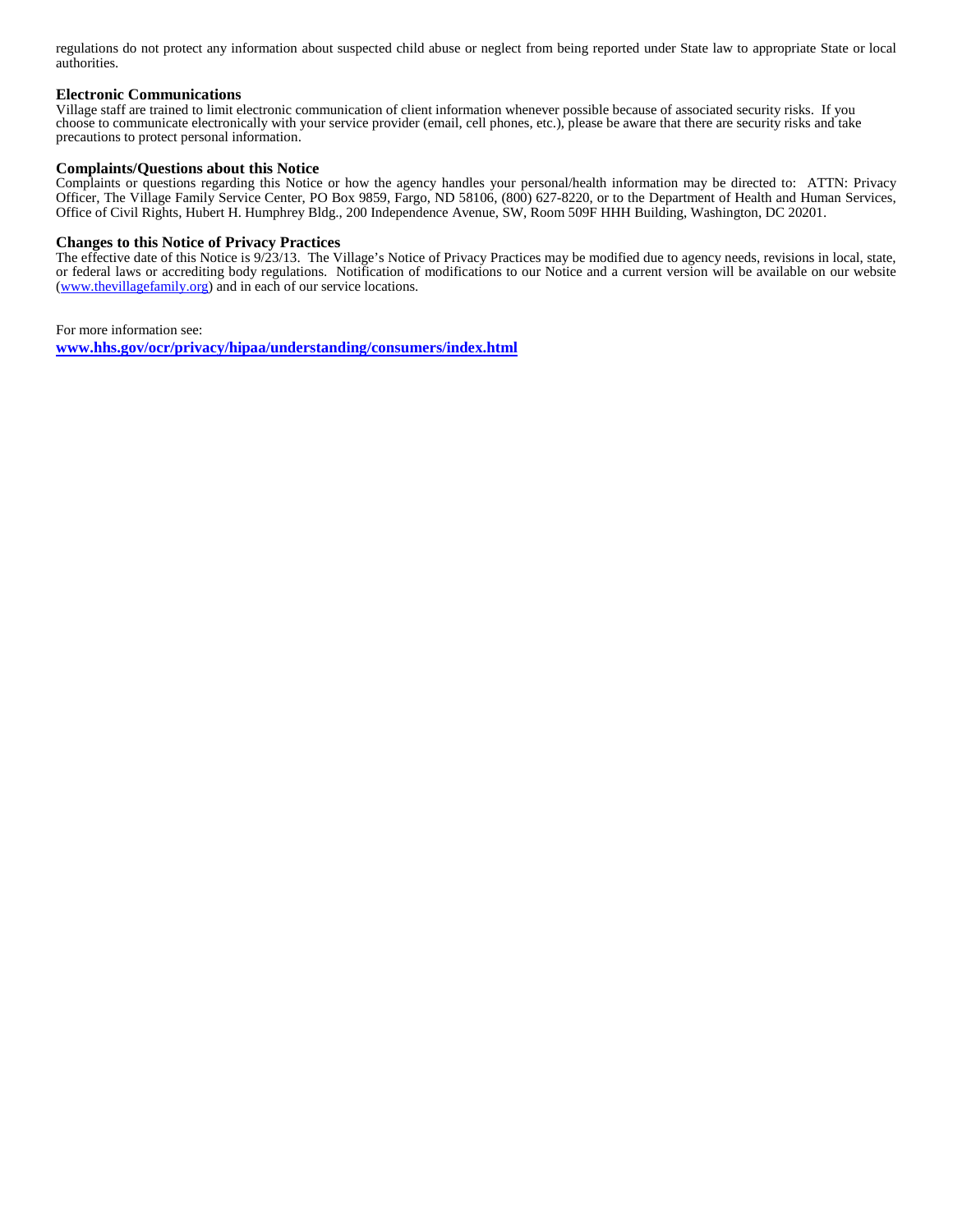regulations do not protect any information about suspected child abuse or neglect from being reported under State law to appropriate State or local authorities.

**Electronic Communications**

Village staff are trained to limit electronic communication of client information whenever possible because of associated security risks. If you choose to communicate electronically with your service provider (email, cell phones, etc.), please be aware that there are security risks and take precautions to protect personal information.

**Complaints/Questions about this Notice**

Complaints or questions regarding this Notice or how the agency handles your personal/health information may be directed to: ATTN: Privacy Officer, The Village Family Service Center, PO Box 9859, Fargo, ND 58106, (800) 627-8220, or to the Department of Health and Human Services, Office of Civil Rights, Hubert H. Humphrey Bldg., 200 Independence Avenue, SW, Room 509F HHH Building, Washington, DC 20201.

**Changes to this Notice of Privacy Practices**

The effective date of this Notice is 9/23/13. The Village's Notice of Privacy Practices may be modified due to agency needs, revisions in local, state, or federal laws or accrediting body regulations. Notification of modifications to our Notice and a current version will be available on our website (www.thevillagefamily.org) and in each of our service locations.

For more information see:
**www.hhs.gov/ocr/privacy/hipaa/understanding/consumers/index.html**